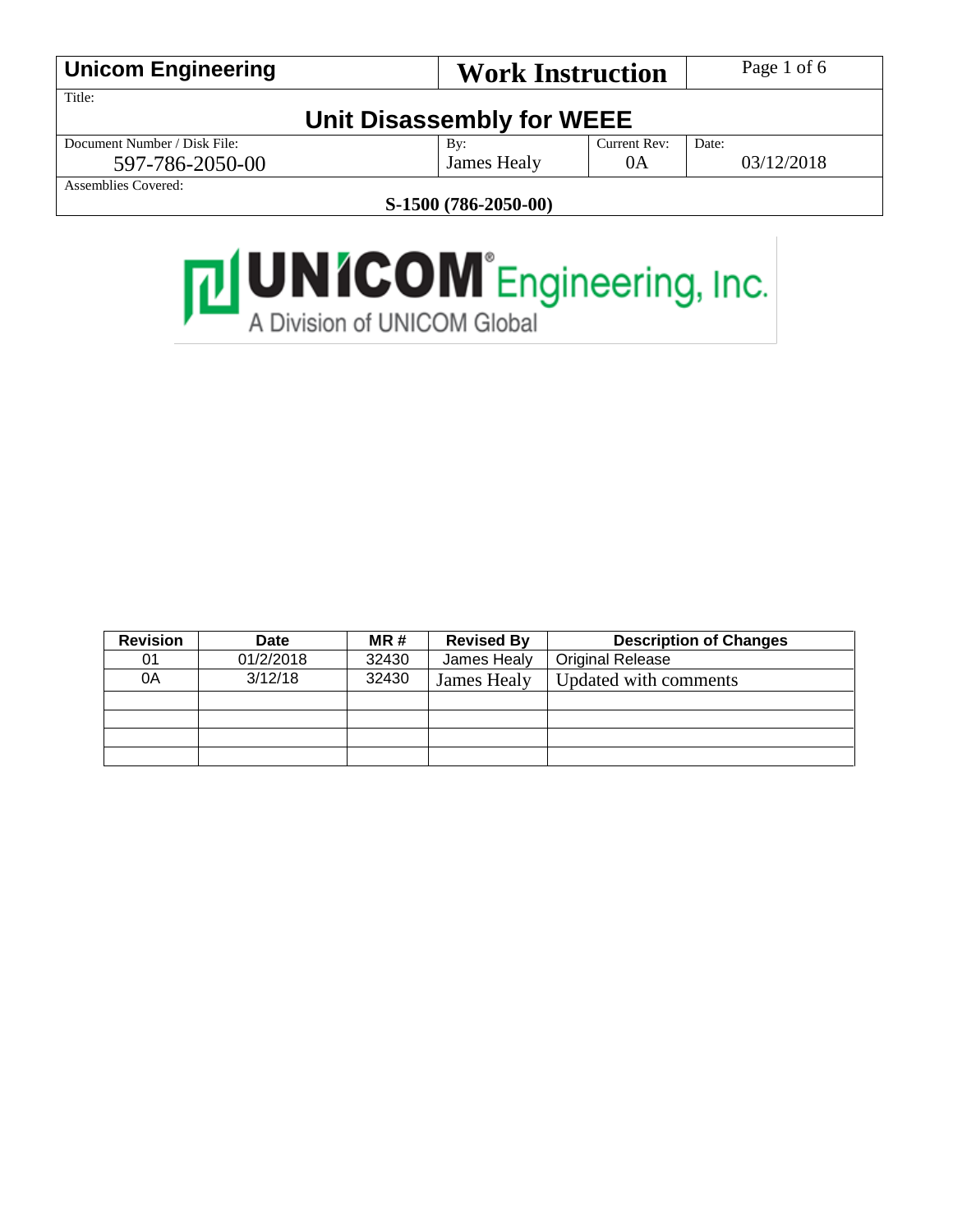| **Unicom Engineering** | **Work Instruction** | | |
|---|---|---|---|
| Title: **Unit Disassembly for WEEE** | | | |
| Document Number / Disk File: 597-786-2050-00 | By: James Healy | Current Rev: 0A | Date: 03/12/2018 |
| Assemblies Covered: **S-1500 (786-2050-00)** | | | |

UNICOM Engineering, Inc.
A Division of UNICOM Global

| Revision | Date | MR # | Revised By | Description of Changes |
|---|---|---|---|---|
| 01 | 01/2/2018 | 32430 | James Healy | Original Release |
| 0A | 3/12/18 | 32430 | James Healy | Updated with comments |
| | | | | |
| | | | | |
| | | | | |
| | | | | |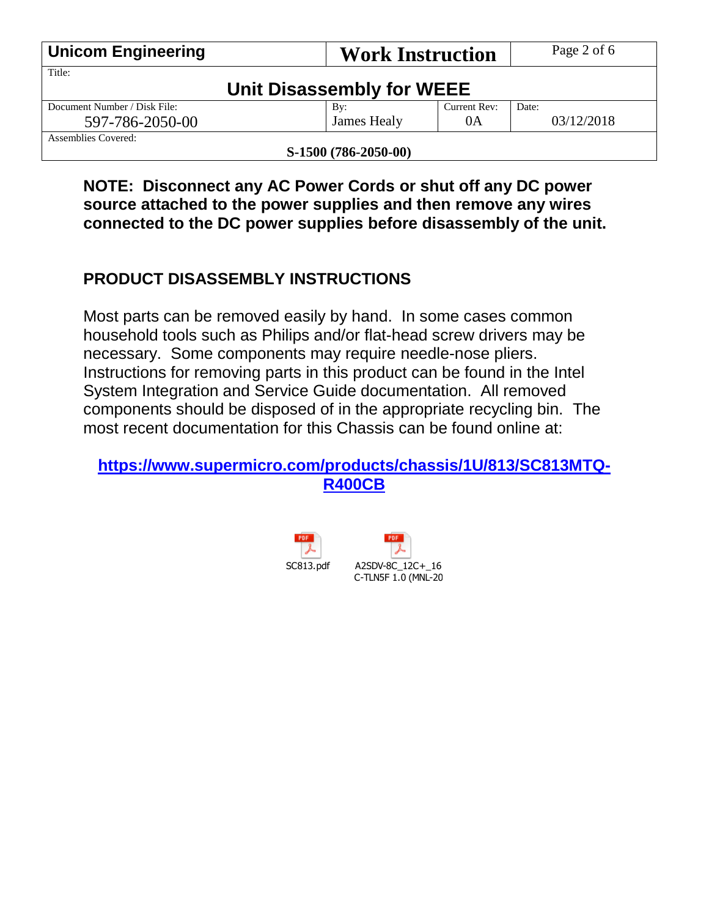| Unicom Engineering | Work Instruction | | |
|---|---|---|---|
| Title: Unit Disassembly for WEEE | | | |
| Document Number / Disk File: 597-786-2050-00 | By: James Healy | Current Rev: 0A | Date: 03/12/2018 |
| Assemblies Covered: S-1500 (786-2050-00) | | | |

**NOTE: Disconnect any AC Power Cords or shut off any DC power source attached to the power supplies and then remove any wires connected to the DC power supplies before disassembly of the unit.**

## PRODUCT DISASSEMBLY INSTRUCTIONS

Most parts can be removed easily by hand. In some cases common household tools such as Philips and/or flat-head screw drivers may be necessary. Some components may require needle-nose pliers. Instructions for removing parts in this product can be found in the Intel System Integration and Service Guide documentation. All removed components should be disposed of in the appropriate recycling bin. The most recent documentation for this Chassis can be found online at:

**https://www.supermicro.com/products/chassis/1U/813/SC813MTQ-R400CB**

SC813.pdf

A2SDV-8C_12C+_16C-TLN5F 1.0 (MNL-20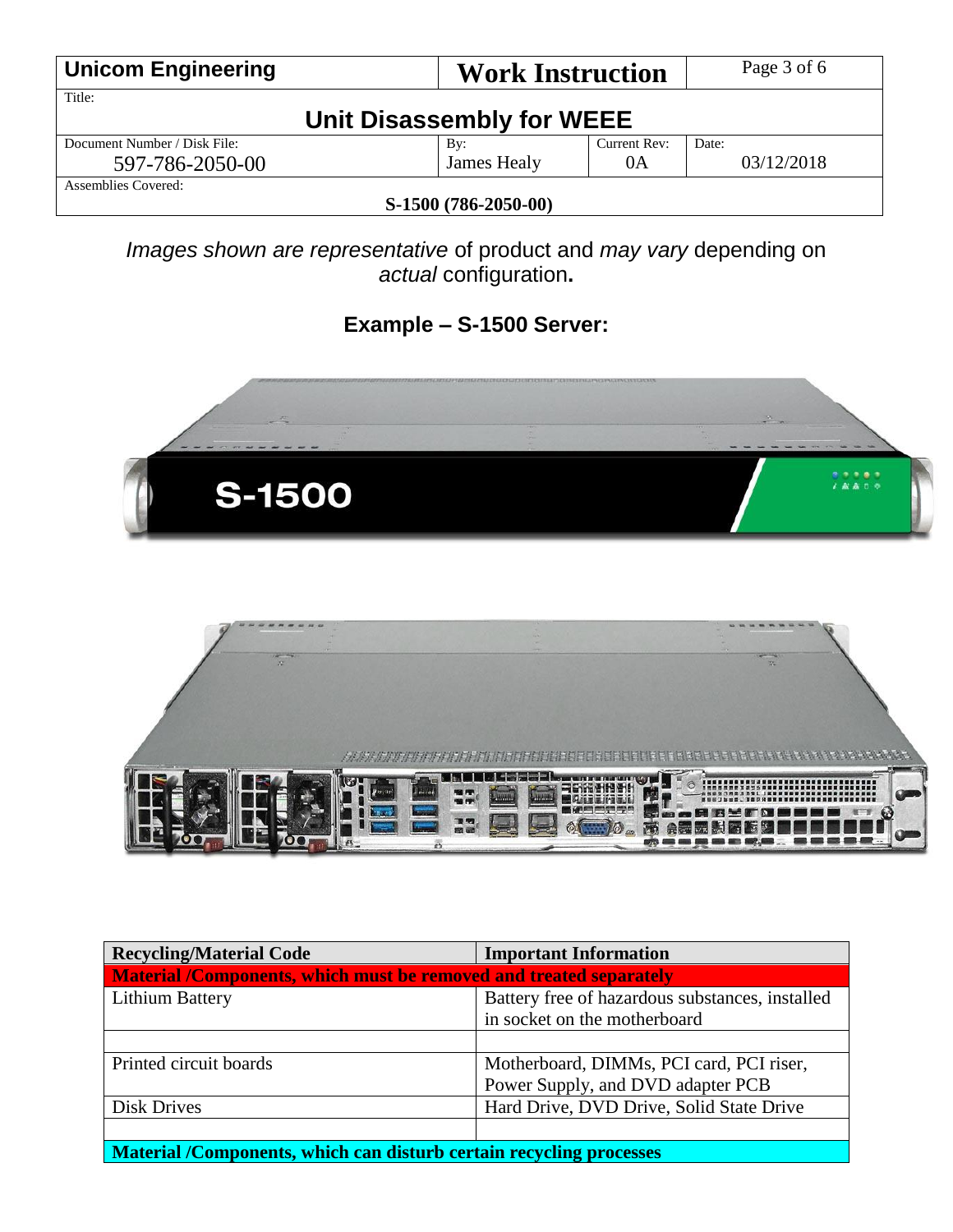*Images shown are representative* of product and *may vary* depending on *actual* configuration**.**

**Example – S-1500 Server:**

| Recycling/Material Code | Important Information |
|---|---|
| **Material /Components, which must be removed and treated separately** | |
| Lithium Battery | Battery free of hazardous substances, installed in socket on the motherboard |
| | |
| Printed circuit boards | Motherboard, DIMMs, PCI card, PCI riser, Power Supply, and DVD adapter PCB |
| Disk Drives | Hard Drive, DVD Drive, Solid State Drive |
| | |
| **Material /Components, which can disturb certain recycling processes** | |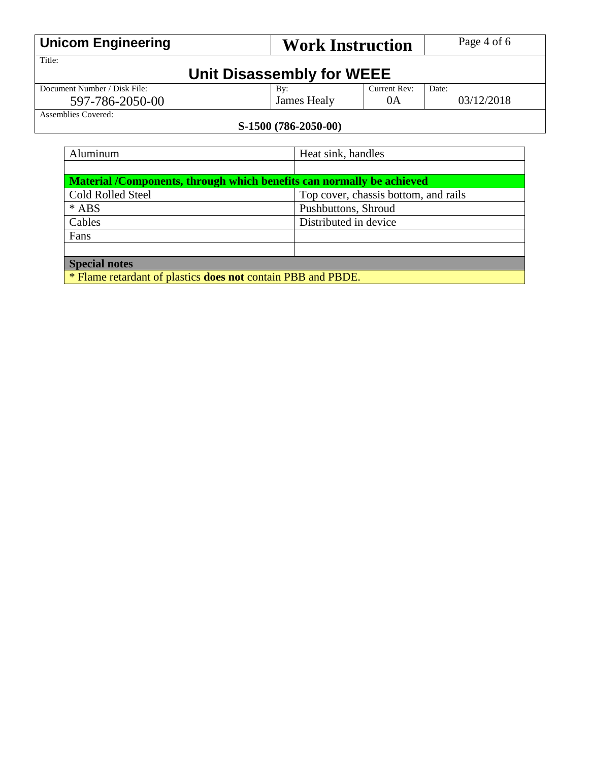| Aluminum | Heat sink, handles |
| --- | --- |
| | |
| **Material /Components, through which benefits can normally be achieved** | |
| Cold Rolled Steel | Top cover, chassis bottom, and rails |
| * ABS | Pushbuttons, Shroud |
| Cables | Distributed in device |
| Fans | |
| | |
| **Special notes** | |
| * Flame retardant of plastics **does not** contain PBB and PBDE. | |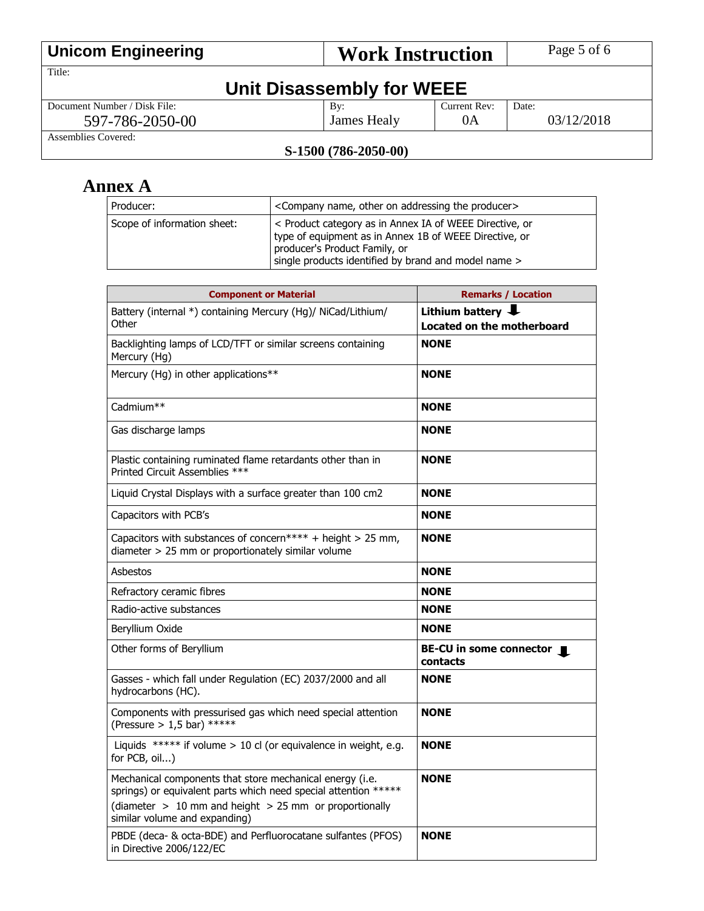## Annex A

| Producer: | <Company name, other on addressing the producer> |
|---|---|
| Scope of information sheet: | < Product category as in Annex IA of WEEE Directive, or type of equipment as in Annex 1B of WEEE Directive, or producer's Product Family, or single products identified by brand and model name > |

| Component or Material | Remarks / Location |
|---|---|
| Battery (internal *) containing Mercury (Hg)/ NiCad/Lithium/ Other | **Lithium battery ⬇ Located on the motherboard** |
| Backlighting lamps of LCD/TFT or similar screens containing Mercury (Hg) | **NONE** |
| Mercury (Hg) in other applications** | **NONE** |
| Cadmium** | **NONE** |
| Gas discharge lamps | **NONE** |
| Plastic containing ruminated flame retardants other than in Printed Circuit Assemblies *** | **NONE** |
| Liquid Crystal Displays with a surface greater than 100 cm2 | **NONE** |
| Capacitors with PCB's | **NONE** |
| Capacitors with substances of concern**** + height > 25 mm, diameter > 25 mm or proportionately similar volume | **NONE** |
| Asbestos | **NONE** |
| Refractory ceramic fibres | **NONE** |
| Radio-active substances | **NONE** |
| Beryllium Oxide | **NONE** |
| Other forms of Beryllium | **BE-CU in some connector ⬇ contacts** |
| Gasses - which fall under Regulation (EC) 2037/2000 and all hydrocarbons (HC). | **NONE** |
| Components with pressurised gas which need special attention (Pressure > 1,5 bar) ***** | **NONE** |
| Liquids ***** if volume > 10 cl (or equivalence in weight, e.g. for PCB, oil...) | **NONE** |
| Mechanical components that store mechanical energy (i.e. springs) or equivalent parts which need special attention ***** (diameter > 10 mm and height > 25 mm or proportionally similar volume and expanding) | **NONE** |
| PBDE (deca- & octa-BDE) and Perfluorocatane sulfantes (PFOS) in Directive 2006/122/EC | **NONE** |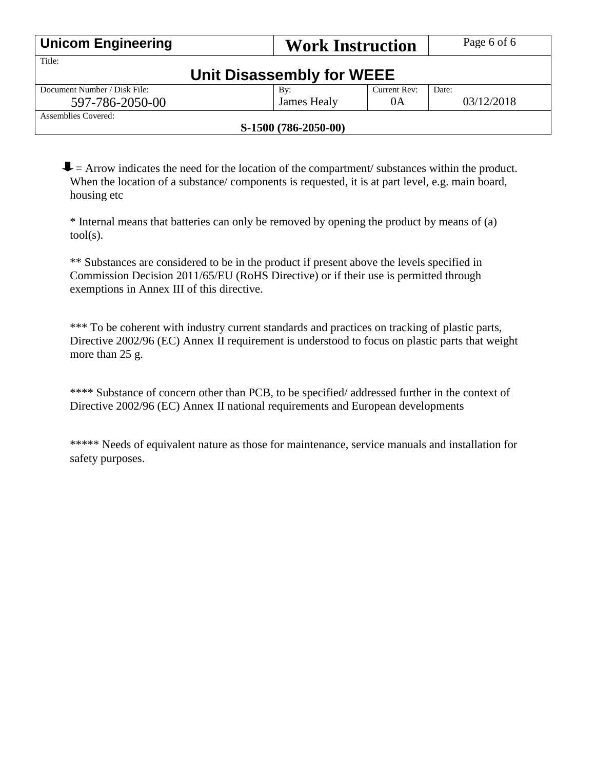⬇ = Arrow indicates the need for the location of the compartment/ substances within the product. When the location of a substance/ components is requested, it is at part level, e.g. main board, housing etc

* Internal means that batteries can only be removed by opening the product by means of (a) tool(s).

** Substances are considered to be in the product if present above the levels specified in Commission Decision 2011/65/EU (RoHS Directive) or if their use is permitted through exemptions in Annex III of this directive.

*** To be coherent with industry current standards and practices on tracking of plastic parts, Directive 2002/96 (EC) Annex II requirement is understood to focus on plastic parts that weight more than 25 g.

**** Substance of concern other than PCB, to be specified/ addressed further in the context of Directive 2002/96 (EC) Annex II national requirements and European developments

***** Needs of equivalent nature as those for maintenance, service manuals and installation for safety purposes.